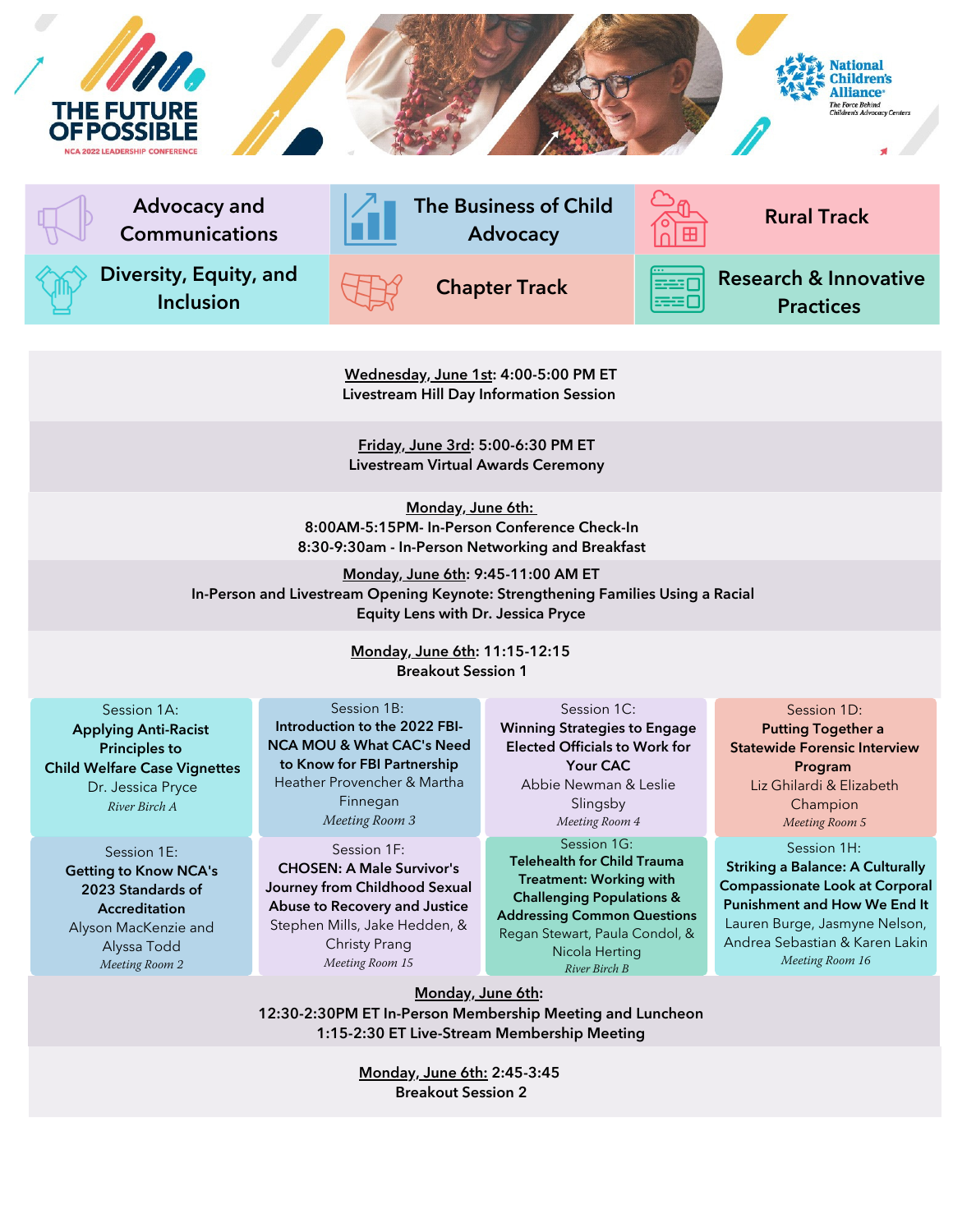# THE FUTURE OF POSSIBLE

NCA 2022 LEADERSHIP CONFERENCE

National Children's Alliance
The Force Behind Children's Advocacy Centers

| Advocacy and Communications | The Business of Child Advocacy | Rural Track |
|---|---|---|
| Diversity, Equity, and Inclusion | Chapter Track | Research & Innovative Practices |

**Wednesday, June 1st: 4:00-5:00 PM ET**
**Livestream Hill Day Information Session**

**Friday, June 3rd: 5:00-6:30 PM ET**
**Livestream Virtual Awards Ceremony**

**Monday, June 6th:**
**8:00AM-5:15PM- In-Person Conference Check-In**
**8:30-9:30am - In-Person Networking and Breakfast**

**Monday, June 6th: 9:45-11:00 AM ET**
**In-Person and Livestream Opening Keynote: Strengthening Families Using a Racial Equity Lens with Dr. Jessica Pryce**

**Monday, June 6th: 11:15-12:15**
**Breakout Session 1**

| Session 1A: **Applying Anti-Racist Principles to Child Welfare Case Vignettes** Dr. Jessica Pryce *River Birch A* | Session 1B: **Introduction to the 2022 FBI-NCA MOU & What CAC's Need to Know for FBI Partnership** Heather Provencher & Martha Finnegan *Meeting Room 3* | Session 1C: **Winning Strategies to Engage Elected Officials to Work for Your CAC** Abbie Newman & Leslie Slingsby *Meeting Room 4* | Session 1D: **Putting Together a Statewide Forensic Interview Program** Liz Ghilardi & Elizabeth Champion *Meeting Room 5* |
|---|---|---|---|
| Session 1E: **Getting to Know NCA's 2023 Standards of Accreditation** Alyson MacKenzie and Alyssa Todd *Meeting Room 2* | Session 1F: **CHOSEN: A Male Survivor's Journey from Childhood Sexual Abuse to Recovery and Justice** Stephen Mills, Jake Hedden, & Christy Prang *Meeting Room 15* | Session 1G: **Telehealth for Child Trauma Treatment: Working with Challenging Populations & Addressing Common Questions** Regan Stewart, Paula Condol, & Nicola Herting *River Birch B* | Session 1H: **Striking a Balance: A Culturally Compassionate Look at Corporal Punishment and How We End It** Lauren Burge, Jasmyne Nelson, Andrea Sebastian & Karen Lakin *Meeting Room 16* |

**Monday, June 6th:**
**12:30-2:30PM ET In-Person Membership Meeting and Luncheon**
**1:15-2:30 ET Live-Stream Membership Meeting**

**Monday, June 6th: 2:45-3:45**
**Breakout Session 2**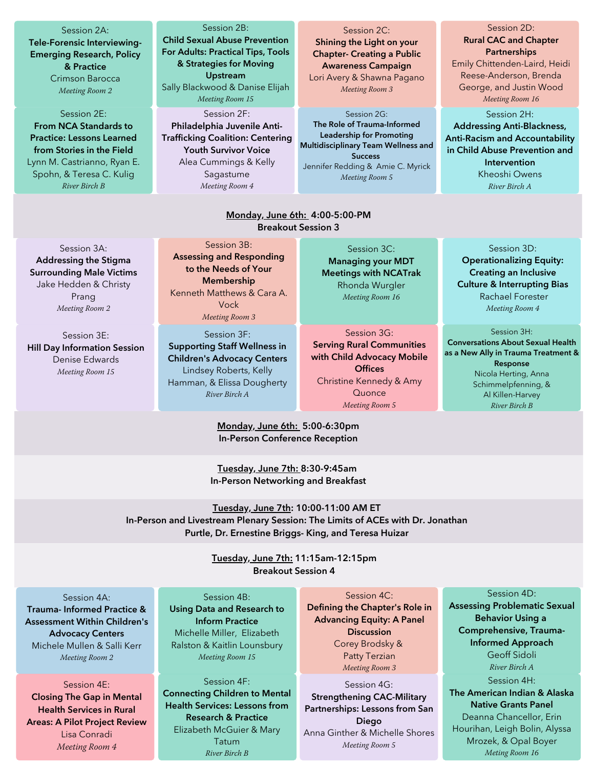**Session 2A:**
**Tele-Forensic Interviewing- Emerging Research, Policy & Practice**
Crimson Barocca
*Meeting Room 2*

**Session 2B:**
**Child Sexual Abuse Prevention For Adults: Practical Tips, Tools & Strategies for Moving Upstream**
Sally Blackwood & Danise Elijah
*Meeting Room 15*

**Session 2C:**
**Shining the Light on your Chapter- Creating a Public Awareness Campaign**
Lori Avery & Shawna Pagano
*Meeting Room 3*

**Session 2D:**
**Rural CAC and Chapter Partnerships**
Emily Chittenden-Laird, Heidi Reese-Anderson, Brenda George, and Justin Wood
*Meeting Room 16*

**Session 2E:**
**From NCA Standards to Practice: Lessons Learned from Stories in the Field**
Lynn M. Castrianno, Ryan E. Spohn, & Teresa C. Kulig
*River Birch B*

**Session 2F:**
**Philadelphia Juvenile Anti-Trafficking Coalition: Centering Youth Survivor Voice**
Alea Cummings & Kelly Sagastume
*Meeting Room 4*

**Session 2G:**
**The Role of Trauma-Informed Leadership for Promoting Multidisciplinary Team Wellness and Success**
Jennifer Redding & Amie C. Myrick
*Meeting Room 5*

**Session 2H:**
**Addressing Anti-Blackness, Anti-Racism and Accountability in Child Abuse Prevention and Intervention**
Kheoshi Owens
*River Birch A*

**Monday, June 6th: 4:00-5:00-PM**
**Breakout Session 3**

**Session 3A:**
**Addressing the Stigma Surrounding Male Victims**
Jake Hedden & Christy Prang
*Meeting Room 2*

**Session 3B:**
**Assessing and Responding to the Needs of Your Membership**
Kenneth Matthews & Cara A. Vock
*Meeting Room 3*

**Session 3C:**
**Managing your MDT Meetings with NCATrak**
Rhonda Wurgler
*Meeting Room 16*

**Session 3D:**
**Operationalizing Equity: Creating an Inclusive Culture & Interrupting Bias**
Rachael Forester
*Meeting Room 4*

**Session 3E:**
**Hill Day Information Session**
Denise Edwards
*Meeting Room 15*

**Session 3F:**
**Supporting Staff Wellness in Children's Advocacy Centers**
Lindsey Roberts, Kelly Hamman, & Elissa Dougherty
*River Birch A*

**Session 3G:**
**Serving Rural Communities with Child Advocacy Mobile Offices**
Christine Kennedy & Amy Quonce
*Meeting Room 5*

**Session 3H:**
**Conversations About Sexual Health as a New Ally in Trauma Treatment & Response**
Nicola Herting, Anna Schimmelpfenning, & Al Killen-Harvey
*River Birch B*

**Monday, June 6th: 5:00-6:30pm**
**In-Person Conference Reception**

**Tuesday, June 7th: 8:30-9:45am**
**In-Person Networking and Breakfast**

**Tuesday, June 7th: 10:00-11:00 AM ET**
**In-Person and Livestream Plenary Session: The Limits of ACEs with Dr. Jonathan Purtle, Dr. Ernestine Briggs- King, and Teresa Huizar**

**Tuesday, June 7th: 11:15am-12:15pm**
**Breakout Session 4**

**Session 4A:**
**Trauma- Informed Practice & Assessment Within Children's Advocacy Centers**
Michele Mullen & Salli Kerr
*Meeting Room 2*

**Session 4B:**
**Using Data and Research to Inform Practice**
Michelle Miller, Elizabeth Ralston & Kaitlin Lounsbury
*Meeting Room 15*

**Session 4C:**
**Defining the Chapter's Role in Advancing Equity: A Panel Discussion**
Corey Brodsky & Patty Terzian
*Meeting Room 3*

**Session 4D:**
**Assessing Problematic Sexual Behavior Using a Comprehensive, Trauma-Informed Approach**
Geoff Sidoli
*River Birch A*

**Session 4E:**
**Closing The Gap in Mental Health Services in Rural Areas: A Pilot Project Review**
Lisa Conradi
*Meeting Room 4*

**Session 4F:**
**Connecting Children to Mental Health Services: Lessons from Research & Practice**
Elizabeth McGuier & Mary Tatum
*River Birch B*

**Session 4G:**
**Strengthening CAC-Military Partnerships: Lessons from San Diego**
Anna Ginther & Michelle Shores
*Meeting Room 5*

**Session 4H:**
**The American Indian & Alaska Native Grants Panel**
Deanna Chancellor, Erin Hourihan, Leigh Bolin, Alyssa Mrozek, & Opal Boyer
*Meting Room 16*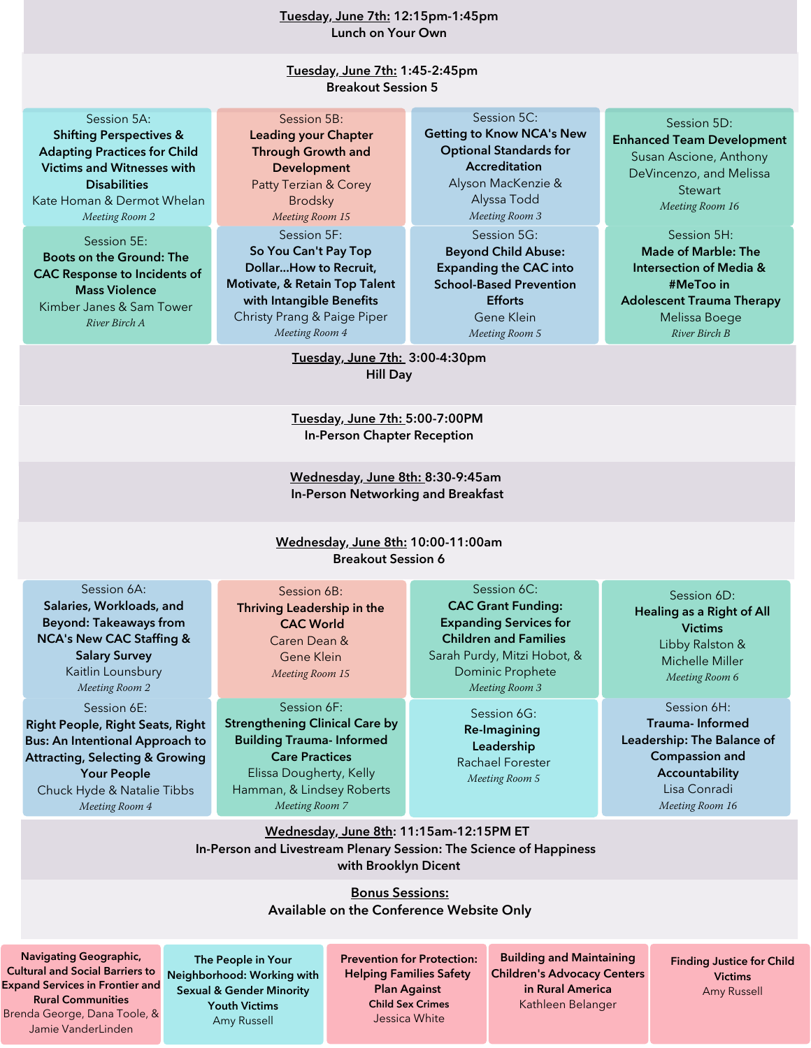**Tuesday, June 7th:** 12:15pm-1:45pm
**Lunch on Your Own**

**Tuesday, June 7th:** 1:45-2:45pm
**Breakout Session 5**

Session 5A:
**Shifting Perspectives & Adapting Practices for Child Victims and Witnesses with Disabilities**
Kate Homan & Dermot Whelan
*Meeting Room 2*

Session 5B:
**Leading your Chapter Through Growth and Development**
Patty Terzian & Corey Brodsky
*Meeting Room 15*

Session 5C:
**Getting to Know NCA's New Optional Standards for Accreditation**
Alyson MacKenzie & Alyssa Todd
*Meeting Room 3*

Session 5D:
**Enhanced Team Development**
Susan Ascione, Anthony DeVincenzo, and Melissa Stewart
*Meeting Room 16*

Session 5E:
**Boots on the Ground: The CAC Response to Incidents of Mass Violence**
Kimber Janes & Sam Tower
*River Birch A*

Session 5F:
**So You Can't Pay Top Dollar...How to Recruit, Motivate, & Retain Top Talent with Intangible Benefits**
Christy Prang & Paige Piper
*Meeting Room 4*

Session 5G:
**Beyond Child Abuse: Expanding the CAC into School-Based Prevention Efforts**
Gene Klein
*Meeting Room 5*

Session 5H:
**Made of Marble: The Intersection of Media & #MeToo in Adolescent Trauma Therapy**
Melissa Boege
*River Birch B*

**Tuesday, June 7th:** 3:00-4:30pm
**Hill Day**

**Tuesday, June 7th:** 5:00-7:00PM
**In-Person Chapter Reception**

**Wednesday, June 8th:** 8:30-9:45am
**In-Person Networking and Breakfast**

**Wednesday, June 8th:** 10:00-11:00am
**Breakout Session 6**

Session 6A:
**Salaries, Workloads, and Beyond: Takeaways from NCA's New CAC Staffing & Salary Survey**
Kaitlin Lounsbury
*Meeting Room 2*

Session 6B:
**Thriving Leadership in the CAC World**
Caren Dean & Gene Klein
*Meeting Room 15*

Session 6C:
**CAC Grant Funding: Expanding Services for Children and Families**
Sarah Purdy, Mitzi Hobot, & Dominic Prophete
*Meeting Room 3*

Session 6D:
**Healing as a Right of All Victims**
Libby Ralston & Michelle Miller
*Meeting Room 6*

Session 6E:
**Right People, Right Seats, Right Bus: An Intentional Approach to Attracting, Selecting & Growing Your People**
Chuck Hyde & Natalie Tibbs
*Meeting Room 4*

Session 6F:
**Strengthening Clinical Care by Building Trauma- Informed Care Practices**
Elissa Dougherty, Kelly Hamman, & Lindsey Roberts
*Meeting Room 7*

Session 6G:
**Re-Imagining Leadership**
Rachael Forester
*Meeting Room 5*

Session 6H:
**Trauma- Informed Leadership: The Balance of Compassion and Accountability**
Lisa Conradi
*Meeting Room 16*

**Wednesday, June 8th:** 11:15am-12:15PM ET
**In-Person and Livestream Plenary Session: The Science of Happiness with Brooklyn Dicent**

**Bonus Sessions:**
**Available on the Conference Website Only**

**Navigating Geographic, Cultural and Social Barriers to Expand Services in Frontier and Rural Communities**
Brenda George, Dana Toole, & Jamie VanderLinden

**The People in Your Neighborhood: Working with Sexual & Gender Minority Youth Victims**
Amy Russell

**Prevention for Protection: Helping Families Safety Plan Against Child Sex Crimes**
Jessica White

**Building and Maintaining Children's Advocacy Centers in Rural America**
Kathleen Belanger

**Finding Justice for Child Victims**
Amy Russell